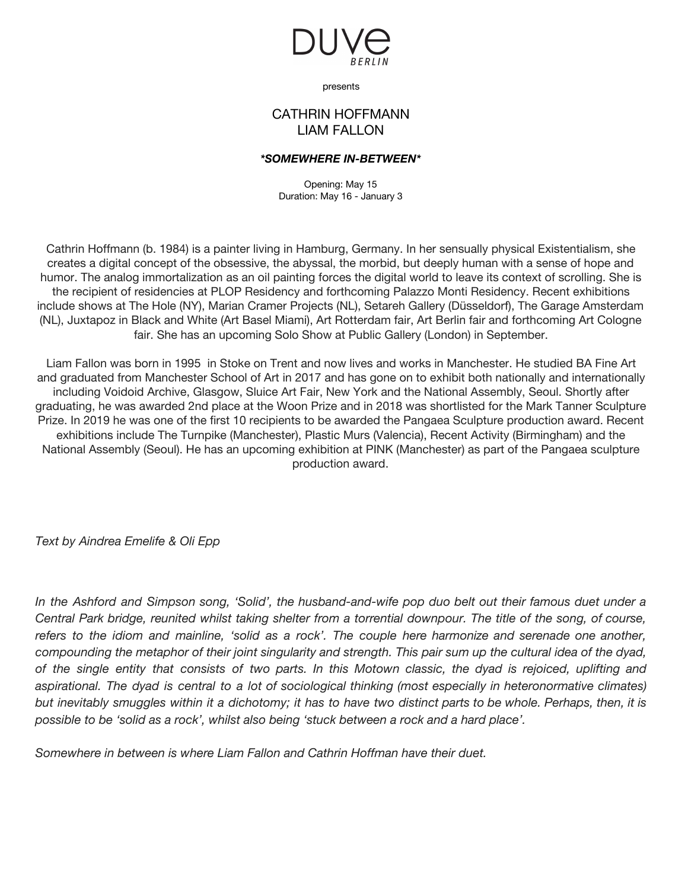# DUVE
BERLIN

presents

## CATHRIN HOFFMANN
## LIAM FALLON

### ***SOMEWHERE IN-BETWEEN***

Opening: May 15
Duration: May 16 - January 3

Cathrin Hoffmann (b. 1984) is a painter living in Hamburg, Germany. In her sensually physical Existentialism, she creates a digital concept of the obsessive, the abyssal, the morbid, but deeply human with a sense of hope and humor. The analog immortalization as an oil painting forces the digital world to leave its context of scrolling. She is the recipient of residencies at PLOP Residency and forthcoming Palazzo Monti Residency. Recent exhibitions include shows at The Hole (NY), Marian Cramer Projects (NL), Setareh Gallery (Düsseldorf), The Garage Amsterdam (NL), Juxtapoz in Black and White (Art Basel Miami), Art Rotterdam fair, Art Berlin fair and forthcoming Art Cologne fair. She has an upcoming Solo Show at Public Gallery (London) in September.

Liam Fallon was born in 1995 in Stoke on Trent and now lives and works in Manchester. He studied BA Fine Art and graduated from Manchester School of Art in 2017 and has gone on to exhibit both nationally and internationally including Voidoid Archive, Glasgow, Sluice Art Fair, New York and the National Assembly, Seoul. Shortly after graduating, he was awarded 2nd place at the Woon Prize and in 2018 was shortlisted for the Mark Tanner Sculpture Prize. In 2019 he was one of the first 10 recipients to be awarded the Pangaea Sculpture production award. Recent exhibitions include The Turnpike (Manchester), Plastic Murs (Valencia), Recent Activity (Birmingham) and the National Assembly (Seoul). He has an upcoming exhibition at PINK (Manchester) as part of the Pangaea sculpture production award.

*Text by Aindrea Emelife & Oli Epp*

*In the Ashford and Simpson song, 'Solid', the husband-and-wife pop duo belt out their famous duet under a Central Park bridge, reunited whilst taking shelter from a torrential downpour. The title of the song, of course, refers to the idiom and mainline, 'solid as a rock'. The couple here harmonize and serenade one another, compounding the metaphor of their joint singularity and strength. This pair sum up the cultural idea of the dyad, of the single entity that consists of two parts. In this Motown classic, the dyad is rejoiced, uplifting and aspirational. The dyad is central to a lot of sociological thinking (most especially in heteronormative climates) but inevitably smuggles within it a dichotomy; it has to have two distinct parts to be whole. Perhaps, then, it is possible to be 'solid as a rock', whilst also being 'stuck between a rock and a hard place'.*

*Somewhere in between is where Liam Fallon and Cathrin Hoffman have their duet.*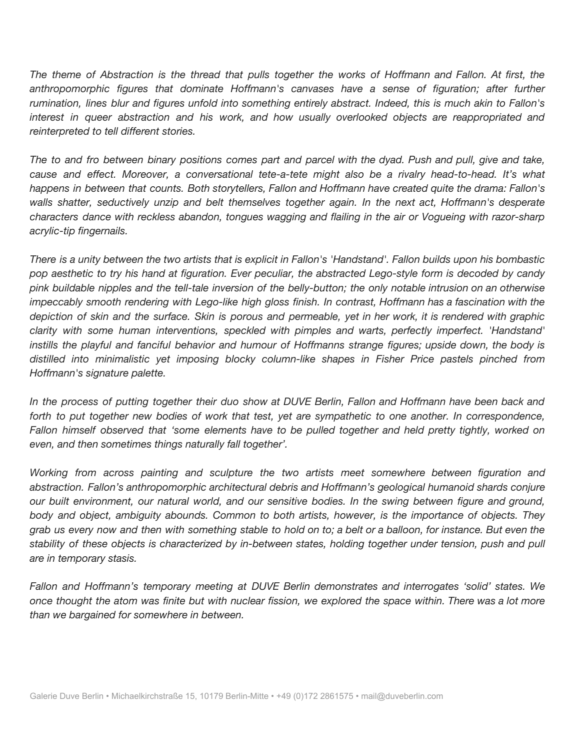*The theme of Abstraction is the thread that pulls together the works of Hoffmann and Fallon. At first, the anthropomorphic figures that dominate Hoffmann's canvases have a sense of figuration; after further rumination, lines blur and figures unfold into something entirely abstract. Indeed, this is much akin to Fallon's interest in queer abstraction and his work, and how usually overlooked objects are reappropriated and reinterpreted to tell different stories.*

*The to and fro between binary positions comes part and parcel with the dyad. Push and pull, give and take, cause and effect. Moreover, a conversational tete-a-tete might also be a rivalry head-to-head. It's what happens in between that counts. Both storytellers, Fallon and Hoffmann have created quite the drama: Fallon's walls shatter, seductively unzip and belt themselves together again. In the next act, Hoffmann's desperate characters dance with reckless abandon, tongues wagging and flailing in the air or Vogueing with razor-sharp acrylic-tip fingernails.*

*There is a unity between the two artists that is explicit in Fallon's 'Handstand'. Fallon builds upon his bombastic pop aesthetic to try his hand at figuration. Ever peculiar, the abstracted Lego-style form is decoded by candy pink buildable nipples and the tell-tale inversion of the belly-button; the only notable intrusion on an otherwise impeccably smooth rendering with Lego-like high gloss finish. In contrast, Hoffmann has a fascination with the depiction of skin and the surface. Skin is porous and permeable, yet in her work, it is rendered with graphic clarity with some human interventions, speckled with pimples and warts, perfectly imperfect. 'Handstand' instills the playful and fanciful behavior and humour of Hoffmanns strange figures; upside down, the body is distilled into minimalistic yet imposing blocky column-like shapes in Fisher Price pastels pinched from Hoffmann's signature palette.*

*In the process of putting together their duo show at DUVE Berlin, Fallon and Hoffmann have been back and forth to put together new bodies of work that test, yet are sympathetic to one another. In correspondence, Fallon himself observed that 'some elements have to be pulled together and held pretty tightly, worked on even, and then sometimes things naturally fall together'.*

*Working from across painting and sculpture the two artists meet somewhere between figuration and abstraction. Fallon's anthropomorphic architectural debris and Hoffmann's geological humanoid shards conjure our built environment, our natural world, and our sensitive bodies. In the swing between figure and ground, body and object, ambiguity abounds. Common to both artists, however, is the importance of objects. They grab us every now and then with something stable to hold on to; a belt or a balloon, for instance. But even the stability of these objects is characterized by in-between states, holding together under tension, push and pull are in temporary stasis.*

*Fallon and Hoffmann's temporary meeting at DUVE Berlin demonstrates and interrogates 'solid' states. We once thought the atom was finite but with nuclear fission, we explored the space within. There was a lot more than we bargained for somewhere in between.*

Galerie Duve Berlin • Michaelkirchstraße 15, 10179 Berlin-Mitte • +49 (0)172 2861575 • mail@duveberlin.com